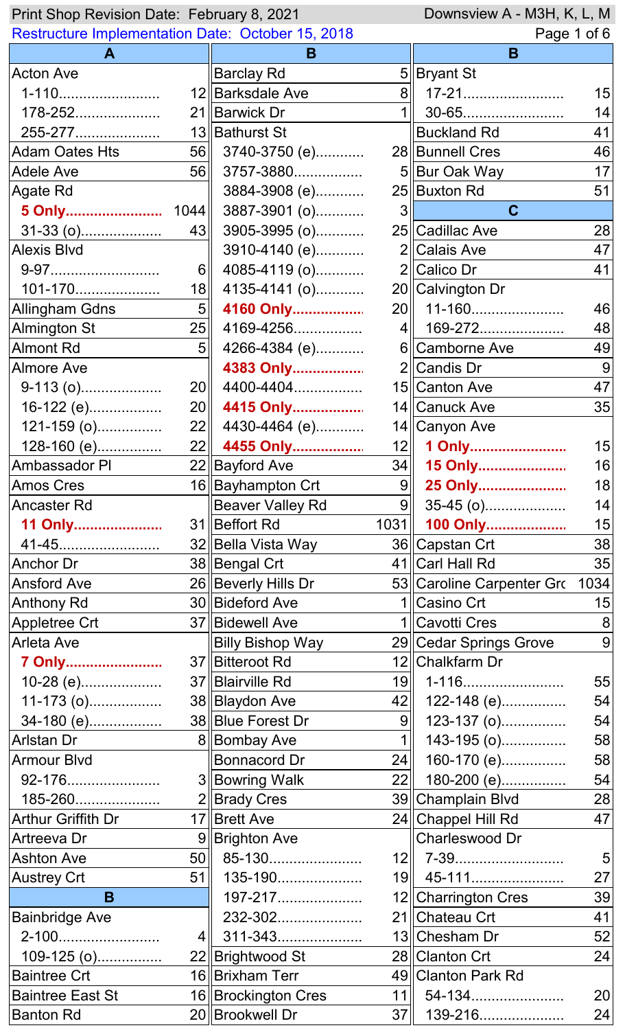Print Shop Revision Date: February 8, 2021 — Downsview A - M3H, K, L, M

Restructure Implementation Date: October 15, 2018

## A

| Street | Route |
|---|---|
| Acton Ave | |
| 1-110 | 12 |
| 178-252 | 21 |
| 255-277 | 13 |
| Adam Oates Hts | 56 |
| Adele Ave | 56 |
| Agate Rd | |
| **5 Only** | 1044 |
| 31-33 (o) | 43 |
| Alexis Blvd | |
| 9-97 | 6 |
| 101-170 | 18 |
| Allingham Gdns | 5 |
| Almington St | 25 |
| Almont Rd | 5 |
| Almore Ave | |
| 9-113 (o) | 20 |
| 16-122 (e) | 20 |
| 121-159 (o) | 22 |
| 128-160 (e) | 22 |
| Ambassador Pl | 22 |
| Amos Cres | 16 |
| Ancaster Rd | |
| **11 Only** | 31 |
| 41-45 | 32 |
| Anchor Dr | 38 |
| Ansford Ave | 26 |
| Anthony Rd | 30 |
| Appletree Crt | 37 |
| Arleta Ave | |
| **7 Only** | 37 |
| 10-28 (e) | 37 |
| 11-173 (o) | 38 |
| 34-180 (e) | 38 |
| Arlstan Dr | 8 |
| Armour Blvd | |
| 92-176 | 3 |
| 185-260 | 2 |
| Arthur Griffith Dr | 17 |
| Artreeva Dr | 9 |
| Ashton Ave | 50 |
| Austrey Crt | 51 |

## B

| Street | Route |
|---|---|
| Bainbridge Ave | |
| 2-100 | 4 |
| 109-125 (o) | 22 |
| Baintree Crt | 16 |
| Baintree East St | 16 |
| Banton Rd | 20 |
| Barclay Rd | 5 |
| Barksdale Ave | 8 |
| Barwick Dr | 1 |
| Bathurst St | |
| 3740-3750 (e) | 28 |
| 3757-3880 | 5 |
| 3884-3908 (e) | 25 |
| 3887-3901 (o) | 3 |
| 3905-3995 (o) | 25 |
| 3910-4140 (e) | 2 |
| 4085-4119 (o) | 2 |
| 4135-4141 (o) | 20 |
| **4160 Only** | 20 |
| 4169-4256 | 4 |
| 4266-4384 (e) | 6 |
| **4383 Only** | 2 |
| 4400-4404 | 15 |
| **4415 Only** | 14 |
| 4430-4464 (e) | 14 |
| **4455 Only** | 12 |
| Bayford Ave | 34 |
| Bayhampton Crt | 9 |
| Beaver Valley Rd | 9 |
| Beffort Rd | 1031 |
| Bella Vista Way | 36 |
| Bengal Crt | 41 |
| Beverly Hills Dr | 53 |
| Bideford Ave | 1 |
| Bidewell Ave | 1 |
| Billy Bishop Way | 29 |
| Bitteroot Rd | 12 |
| Blairville Rd | 19 |
| Blaydon Ave | 42 |
| Blue Forest Dr | 9 |
| Bombay Ave | 1 |
| Bonnacord Dr | 24 |
| Bowring Walk | 22 |
| Brady Cres | 39 |
| Brett Ave | 24 |
| Brighton Ave | |
| 85-130 | 12 |
| 135-190 | 19 |
| 197-217 | 12 |
| 232-302 | 21 |
| 311-343 | 13 |
| Brightwood St | 28 |
| Brixham Terr | 49 |
| Brockington Cres | 11 |
| Brookwell Dr | 37 |
| Bryant St | |
| 17-21 | 15 |
| 30-65 | 14 |
| Buckland Rd | 41 |
| Bunnell Cres | 46 |
| Bur Oak Way | 17 |
| Buxton Rd | 51 |

## C

| Street | Route |
|---|---|
| Cadillac Ave | 28 |
| Calais Ave | 47 |
| Calico Dr | 41 |
| Calvington Dr | |
| 11-160 | 46 |
| 169-272 | 48 |
| Camborne Ave | 49 |
| Candis Dr | 9 |
| Canton Ave | 47 |
| Canuck Ave | 35 |
| Canyon Ave | |
| **1 Only** | 15 |
| **15 Only** | 16 |
| **25 Only** | 18 |
| 35-45 (o) | 14 |
| **100 Only** | 15 |
| Capstan Crt | 38 |
| Carl Hall Rd | 35 |
| Caroline Carpenter Grc | 1034 |
| Casino Crt | 15 |
| Cavotti Cres | 8 |
| Cedar Springs Grove | 9 |
| Chalkfarm Dr | |
| 1-116 | 55 |
| 122-148 (e) | 54 |
| 123-137 (o) | 54 |
| 143-195 (o) | 58 |
| 160-170 (e) | 58 |
| 180-200 (e) | 54 |
| Champlain Blvd | 28 |
| Chappel Hill Rd | 47 |
| Charleswood Dr | |
| 7-39 | 5 |
| 45-111 | 27 |
| Charrington Cres | 39 |
| Chateau Crt | 41 |
| Chesham Dr | 52 |
| Clanton Crt | 24 |
| Clanton Park Rd | |
| 54-134 | 20 |
| 139-216 | 24 |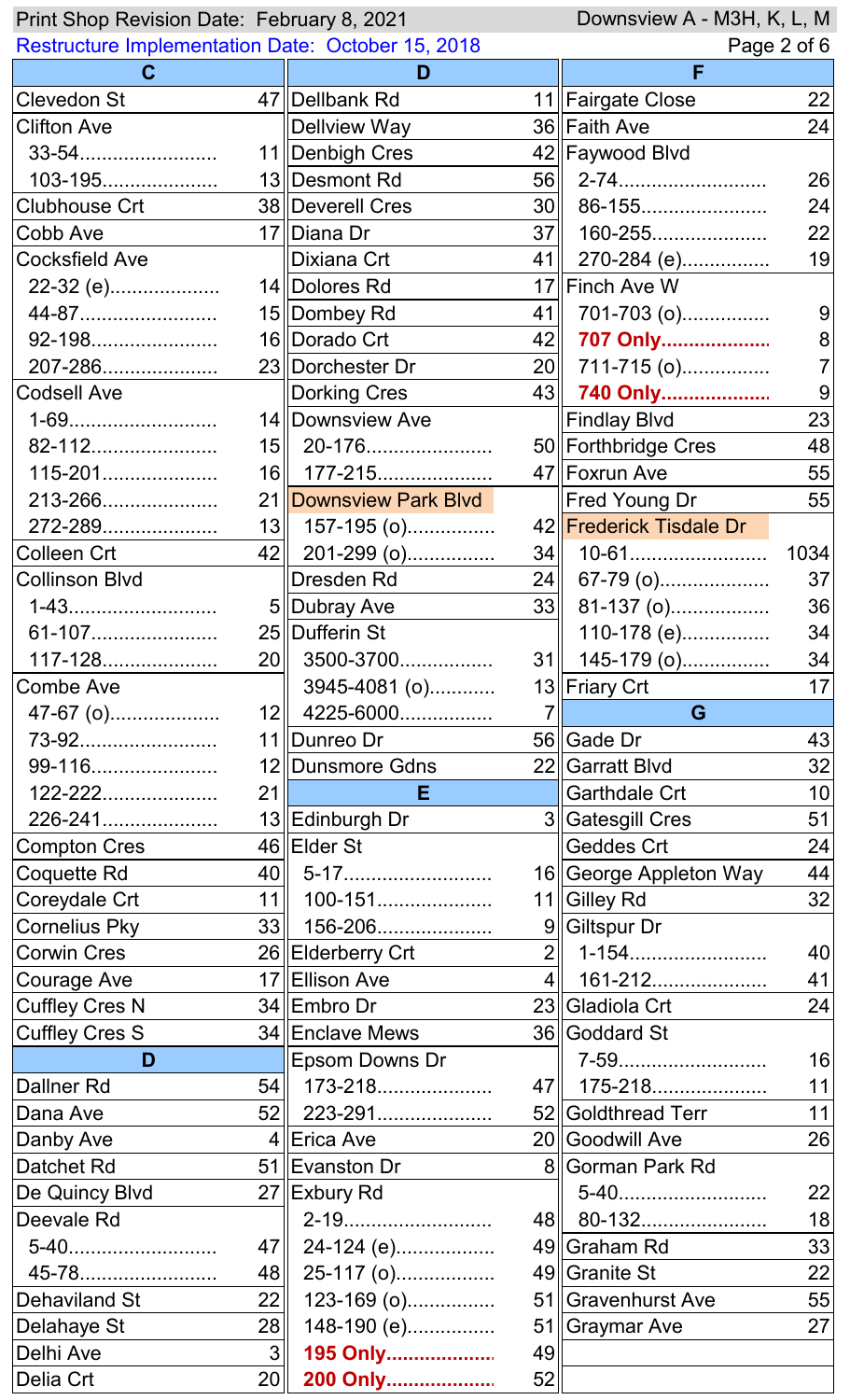Print Shop Revision Date: February 8, 2021 — Downsview A - M3H, K, L, M

Restructure Implementation Date: October 15, 2018

## C

| Street | Route |
|---|---|
| Clevedon St | 47 |
| Clifton Ave | |
| 33-54 | 11 |
| 103-195 | 13 |
| Clubhouse Crt | 38 |
| Cobb Ave | 17 |
| Cocksfield Ave | |
| 22-32 (e) | 14 |
| 44-87 | 15 |
| 92-198 | 16 |
| 207-286 | 23 |
| Codsell Ave | |
| 1-69 | 14 |
| 82-112 | 15 |
| 115-201 | 16 |
| 213-266 | 21 |
| 272-289 | 13 |
| Colleen Crt | 42 |
| Collinson Blvd | |
| 1-43 | 5 |
| 61-107 | 25 |
| 117-128 | 20 |
| Combe Ave | |
| 47-67 (o) | 12 |
| 73-92 | 11 |
| 99-116 | 12 |
| 122-222 | 21 |
| 226-241 | 13 |
| Compton Cres | 46 |
| Coquette Rd | 40 |
| Coreydale Crt | 11 |
| Cornelius Pky | 33 |
| Corwin Cres | 26 |
| Courage Ave | 17 |
| Cuffley Cres N | 34 |
| Cuffley Cres S | 34 |

## D

| Street | Route |
|---|---|
| Dallner Rd | 54 |
| Dana Ave | 52 |
| Danby Ave | 4 |
| Datchet Rd | 51 |
| De Quincy Blvd | 27 |
| Deevale Rd | |
| 5-40 | 47 |
| 45-78 | 48 |
| Dehaviland St | 22 |
| Delahaye St | 28 |
| Delhi Ave | 3 |
| Delia Crt | 20 |
| Dellbank Rd | 11 |
| Dellview Way | 36 |
| Denbigh Cres | 42 |
| Desmont Rd | 56 |
| Deverell Cres | 30 |
| Diana Dr | 37 |
| Dixiana Crt | 41 |
| Dolores Rd | 17 |
| Dombey Rd | 41 |
| Dorado Crt | 42 |
| Dorchester Dr | 20 |
| Dorking Cres | 43 |
| Downsview Ave | |
| 20-176 | 50 |
| 177-215 | 47 |
| Downsview Park Blvd | |
| 157-195 (o) | 42 |
| 201-299 (o) | 34 |
| Dresden Rd | 24 |
| Dubray Ave | 33 |
| Dufferin St | |
| 3500-3700 | 31 |
| 3945-4081 (o) | 13 |
| 4225-6000 | 7 |
| Dunreo Dr | 56 |
| Dunsmore Gdns | 22 |

## E

| Street | Route |
|---|---|
| Edinburgh Dr | 3 |
| Elder St | |
| 5-17 | 16 |
| 100-151 | 11 |
| 156-206 | 9 |
| Elderberry Crt | 2 |
| Ellison Ave | 4 |
| Embro Dr | 23 |
| Enclave Mews | 36 |
| Epsom Downs Dr | |
| 173-218 | 47 |
| 223-291 | 52 |
| Erica Ave | 20 |
| Evanston Dr | 8 |
| Exbury Rd | |
| 2-19 | 48 |
| 24-124 (e) | 49 |
| 25-117 (o) | 49 |
| 123-169 (o) | 51 |
| 148-190 (e) | 51 |
| **195 Only** | 49 |
| **200 Only** | 52 |

## F

| Street | Route |
|---|---|
| Fairgate Close | 22 |
| Faith Ave | 24 |
| Faywood Blvd | |
| 2-74 | 26 |
| 86-155 | 24 |
| 160-255 | 22 |
| 270-284 (e) | 19 |
| Finch Ave W | |
| 701-703 (o) | 9 |
| **707 Only** | 8 |
| 711-715 (o) | 7 |
| **740 Only** | 9 |
| Findlay Blvd | 23 |
| Forthbridge Cres | 48 |
| Foxrun Ave | 55 |
| Fred Young Dr | 55 |
| Frederick Tisdale Dr | |
| 10-61 | 1034 |
| 67-79 (o) | 37 |
| 81-137 (o) | 36 |
| 110-178 (e) | 34 |
| 145-179 (o) | 34 |
| Friary Crt | 17 |

## G

| Street | Route |
|---|---|
| Gade Dr | 43 |
| Garratt Blvd | 32 |
| Garthdale Crt | 10 |
| Gatesgill Cres | 51 |
| Geddes Crt | 24 |
| George Appleton Way | 44 |
| Gilley Rd | 32 |
| Giltspur Dr | |
| 1-154 | 40 |
| 161-212 | 41 |
| Gladiola Crt | 24 |
| Goddard St | |
| 7-59 | 16 |
| 175-218 | 11 |
| Goldthread Terr | 11 |
| Goodwill Ave | 26 |
| Gorman Park Rd | |
| 5-40 | 22 |
| 80-132 | 18 |
| Graham Rd | 33 |
| Granite St | 22 |
| Gravenhurst Ave | 55 |
| Graymar Ave | 27 |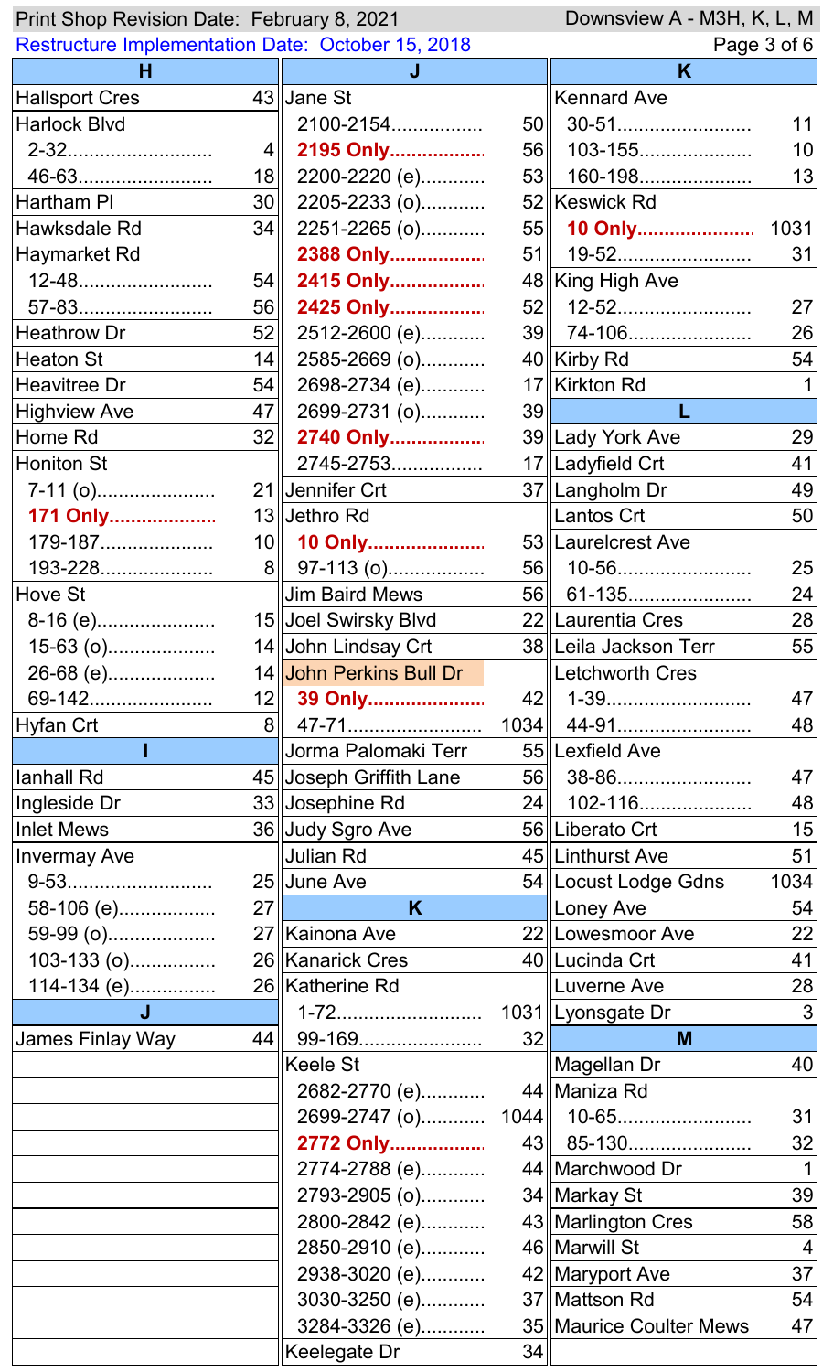Print Shop Revision Date: February 8, 2021 — Downsview A - M3H, K, L, M

Restructure Implementation Date: October 15, 2018

## H

| Street | Route |
|---|---|
| Hallsport Cres | 43 |
| Harlock Blvd | |
| 2-32 | 4 |
| 46-63 | 18 |
| Hartham Pl | 30 |
| Hawksdale Rd | 34 |
| Haymarket Rd | |
| 12-48 | 54 |
| 57-83 | 56 |
| Heathrow Dr | 52 |
| Heaton St | 14 |
| Heavitree Dr | 54 |
| Highview Ave | 47 |
| Home Rd | 32 |
| Honiton St | |
| 7-11 (o) | 21 |
| **171 Only** | 13 |
| 179-187 | 10 |
| 193-228 | 8 |
| Hove St | |
| 8-16 (e) | 15 |
| 15-63 (o) | 14 |
| 26-68 (e) | 14 |
| 69-142 | 12 |
| Hyfan Crt | 8 |

## I

| Street | Route |
|---|---|
| Ianhall Rd | 45 |
| Ingleside Dr | 33 |
| Inlet Mews | 36 |
| Invermay Ave | |
| 9-53 | 25 |
| 58-106 (e) | 27 |
| 59-99 (o) | 27 |
| 103-133 (o) | 26 |
| 114-134 (e) | 26 |

## J

| Street | Route |
|---|---|
| James Finlay Way | 44 |
| Jane St | |
| 2100-2154 | 50 |
| **2195 Only** | 56 |
| 2200-2220 (e) | 53 |
| 2205-2233 (o) | 52 |
| 2251-2265 (o) | 55 |
| **2388 Only** | 51 |
| **2415 Only** | 48 |
| **2425 Only** | 52 |
| 2512-2600 (e) | 39 |
| 2585-2669 (o) | 40 |
| 2698-2734 (e) | 17 |
| 2699-2731 (o) | 39 |
| **2740 Only** | 39 |
| 2745-2753 | 17 |
| Jennifer Crt | 37 |
| Jethro Rd | |
| **10 Only** | 53 |
| 97-113 (o) | 56 |
| Jim Baird Mews | 56 |
| Joel Swirsky Blvd | 22 |
| John Lindsay Crt | 38 |
| John Perkins Bull Dr | |
| **39 Only** | 42 |
| 47-71 | 1034 |
| Jorma Palomaki Terr | 55 |
| Joseph Griffith Lane | 56 |
| Josephine Rd | 24 |
| Judy Sgro Ave | 56 |
| Julian Rd | 45 |
| June Ave | 54 |

## K

| Street | Route |
|---|---|
| Kainona Ave | 22 |
| Kanarick Cres | 40 |
| Katherine Rd | |
| 1-72 | 1031 |
| 99-169 | 32 |
| Keele St | |
| 2682-2770 (e) | 44 |
| 2699-2747 (o) | 1044 |
| **2772 Only** | 43 |
| 2774-2788 (e) | 44 |
| 2793-2905 (o) | 34 |
| 2800-2842 (e) | 43 |
| 2850-2910 (e) | 46 |
| 2938-3020 (e) | 42 |
| 3030-3250 (e) | 37 |
| 3284-3326 (e) | 35 |
| Keelegate Dr | 34 |
| Kennard Ave | |
| 30-51 | 11 |
| 103-155 | 10 |
| 160-198 | 13 |
| Keswick Rd | |
| **10 Only** | 1031 |
| 19-52 | 31 |
| King High Ave | |
| 12-52 | 27 |
| 74-106 | 26 |
| Kirby Rd | 54 |
| Kirkton Rd | 1 |

## L

| Street | Route |
|---|---|
| Lady York Ave | 29 |
| Ladyfield Crt | 41 |
| Langholm Dr | 49 |
| Lantos Crt | 50 |
| Laurelcrest Ave | |
| 10-56 | 25 |
| 61-135 | 24 |
| Laurentia Cres | 28 |
| Leila Jackson Terr | 55 |
| Letchworth Cres | |
| 1-39 | 47 |
| 44-91 | 48 |
| Lexfield Ave | |
| 38-86 | 47 |
| 102-116 | 48 |
| Liberato Crt | 15 |
| Linthurst Ave | 51 |
| Locust Lodge Gdns | 1034 |
| Loney Ave | 54 |
| Lowesmoor Ave | 22 |
| Lucinda Crt | 41 |
| Luverne Ave | 28 |
| Lyonsgate Dr | 3 |

## M

| Street | Route |
|---|---|
| Magellan Dr | 40 |
| Maniza Rd | |
| 10-65 | 31 |
| 85-130 | 32 |
| Marchwood Dr | 1 |
| Markay St | 39 |
| Marlington Cres | 58 |
| Marwill St | 4 |
| Maryport Ave | 37 |
| Mattson Rd | 54 |
| Maurice Coulter Mews | 47 |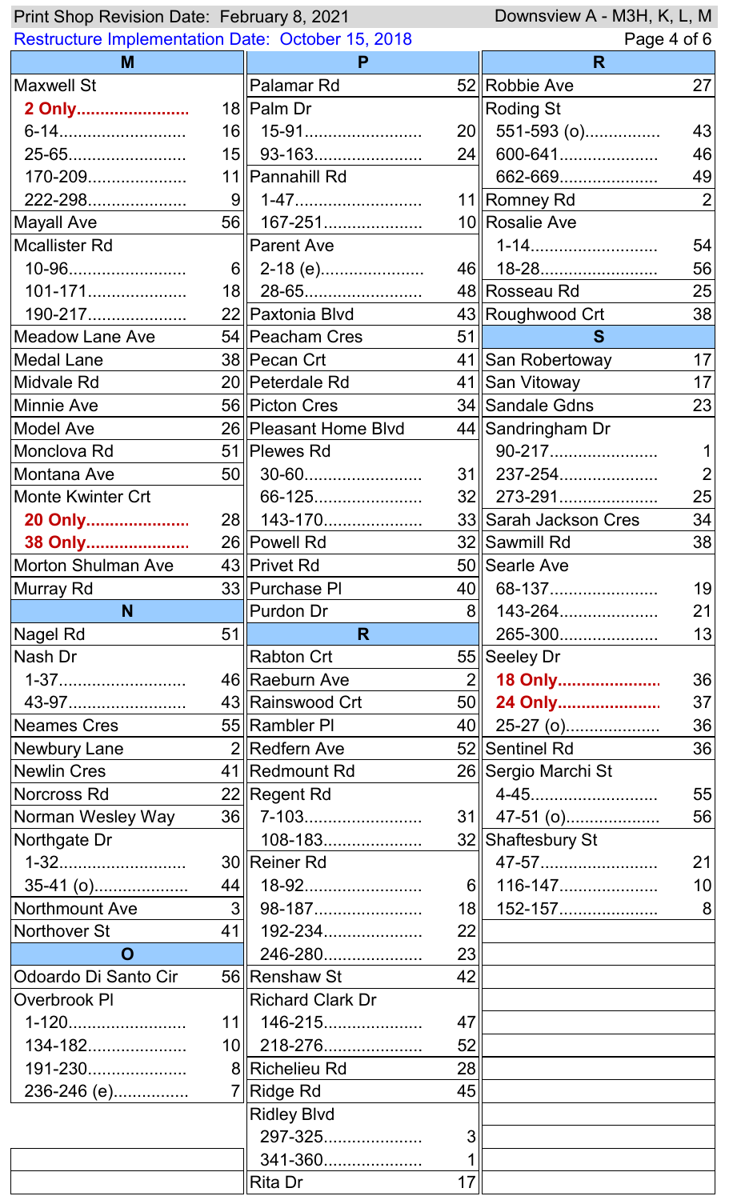**Print Shop Revision Date: February 8, 2021** — Downsview A - M3H, K, L, M

Restructure Implementation Date: October 15, 2018

## M

| Street | Route |
|---|---|
| Maxwell St | |
| **2 Only** | 18 |
| 6-14 | 16 |
| 25-65 | 15 |
| 170-209 | 11 |
| 222-298 | 9 |
| Mayall Ave | 56 |
| Mcallister Rd | |
| 10-96 | 6 |
| 101-171 | 18 |
| 190-217 | 22 |
| Meadow Lane Ave | 54 |
| Medal Lane | 38 |
| Midvale Rd | 20 |
| Minnie Ave | 56 |
| Model Ave | 26 |
| Monclova Rd | 51 |
| Montana Ave | 50 |
| Monte Kwinter Crt | |
| **20 Only** | 28 |
| **38 Only** | 26 |
| Morton Shulman Ave | 43 |
| Murray Rd | 33 |

## N

| Street | Route |
|---|---|
| Nagel Rd | 51 |
| Nash Dr | |
| 1-37 | 46 |
| 43-97 | 43 |
| Neames Cres | 55 |
| Newbury Lane | 2 |
| Newlin Cres | 41 |
| Norcross Rd | 22 |
| Norman Wesley Way | 36 |
| Northgate Dr | |
| 1-32 | 30 |
| 35-41 (o) | 44 |
| Northmount Ave | 3 |
| Northover St | 41 |

## O

| Street | Route |
|---|---|
| Odoardo Di Santo Cir | 56 |
| Overbrook Pl | |
| 1-120 | 11 |
| 134-182 | 10 |
| 191-230 | 8 |
| 236-246 (e) | 7 |

## P

| Street | Route |
|---|---|
| Palamar Rd | 52 |
| Palm Dr | |
| 15-91 | 20 |
| 93-163 | 24 |
| Pannahill Rd | |
| 1-47 | 11 |
| 167-251 | 10 |
| Parent Ave | |
| 2-18 (e) | 46 |
| 28-65 | 48 |
| Paxtonia Blvd | 43 |
| Peacham Cres | 51 |
| Pecan Crt | 41 |
| Peterdale Rd | 41 |
| Picton Cres | 34 |
| Pleasant Home Blvd | 44 |
| Plewes Rd | |
| 30-60 | 31 |
| 66-125 | 32 |
| 143-170 | 33 |
| Powell Rd | 32 |
| Privet Rd | 50 |
| Purchase Pl | 40 |
| Purdon Dr | 8 |

## R

| Street | Route |
|---|---|
| Rabton Crt | 55 |
| Raeburn Ave | 2 |
| Rainswood Crt | 50 |
| Rambler Pl | 40 |
| Redfern Ave | 52 |
| Redmount Rd | 26 |
| Regent Rd | |
| 7-103 | 31 |
| 108-183 | 32 |
| Reiner Rd | |
| 18-92 | 6 |
| 98-187 | 18 |
| 192-234 | 22 |
| 246-280 | 23 |
| Renshaw St | 42 |
| Richard Clark Dr | |
| 146-215 | 47 |
| 218-276 | 52 |
| Richelieu Rd | 28 |
| Ridge Rd | 45 |
| Ridley Blvd | |
| 297-325 | 3 |
| 341-360 | 1 |
| Rita Dr | 17 |
| Robbie Ave | 27 |
| Roding St | |
| 551-593 (o) | 43 |
| 600-641 | 46 |
| 662-669 | 49 |
| Romney Rd | 2 |
| Rosalie Ave | |
| 1-14 | 54 |
| 18-28 | 56 |
| Rosseau Rd | 25 |
| Roughwood Crt | 38 |

## S

| Street | Route |
|---|---|
| San Robertoway | 17 |
| San Vitoway | 17 |
| Sandale Gdns | 23 |
| Sandringham Dr | |
| 90-217 | 1 |
| 237-254 | 2 |
| 273-291 | 25 |
| Sarah Jackson Cres | 34 |
| Sawmill Rd | 38 |
| Searle Ave | |
| 68-137 | 19 |
| 143-264 | 21 |
| 265-300 | 13 |
| Seeley Dr | |
| **18 Only** | 36 |
| **24 Only** | 37 |
| 25-27 (o) | 36 |
| Sentinel Rd | 36 |
| Sergio Marchi St | |
| 4-45 | 55 |
| 47-51 (o) | 56 |
| Shaftesbury St | |
| 47-57 | 21 |
| 116-147 | 10 |
| 152-157 | 8 |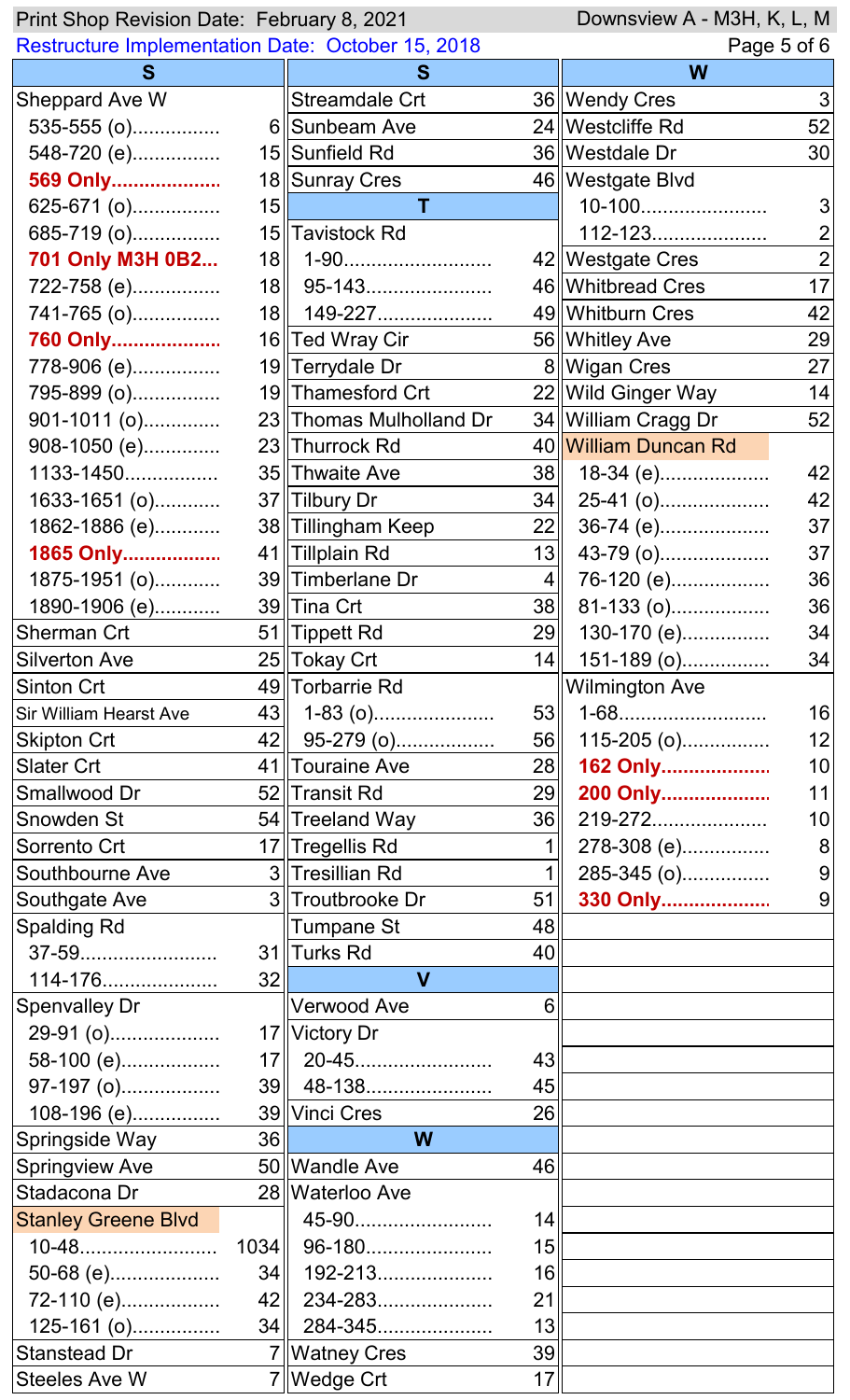Downsview A - M3H, K, L, M

## S

| Street | Route |
|---|---|
| Sheppard Ave W | |
| 535-555 (o) | 6 |
| 548-720 (e) | 15 |
| **569 Only** | 18 |
| 625-671 (o) | 15 |
| 685-719 (o) | 15 |
| **701 Only M3H 0B2** | 18 |
| 722-758 (e) | 18 |
| 741-765 (o) | 18 |
| **760 Only** | 16 |
| 778-906 (e) | 19 |
| 795-899 (o) | 19 |
| 901-1011 (o) | 23 |
| 908-1050 (e) | 23 |
| 1133-1450 | 35 |
| 1633-1651 (o) | 37 |
| 1862-1886 (e) | 38 |
| **1865 Only** | 41 |
| 1875-1951 (o) | 39 |
| 1890-1906 (e) | 39 |
| Sherman Crt | 51 |
| Silverton Ave | 25 |
| Sinton Crt | 49 |
| Sir William Hearst Ave | 43 |
| Skipton Crt | 42 |
| Slater Crt | 41 |
| Smallwood Dr | 52 |
| Snowden St | 54 |
| Sorrento Crt | 17 |
| Southbourne Ave | 3 |
| Southgate Ave | 3 |
| Spalding Rd | |
| 37-59 | 31 |
| 114-176 | 32 |
| Spenvalley Dr | |
| 29-91 (o) | 17 |
| 58-100 (e) | 17 |
| 97-197 (o) | 39 |
| 108-196 (e) | 39 |
| Springside Way | 36 |
| Springview Ave | 50 |
| Stadacona Dr | 28 |
| Stanley Greene Blvd | |
| 10-48 | 1034 |
| 50-68 (e) | 34 |
| 72-110 (e) | 42 |
| 125-161 (o) | 34 |
| Stanstead Dr | 7 |
| Steeles Ave W | 7 |
| Streamdale Crt | 36 |
| Sunbeam Ave | 24 |
| Sunfield Rd | 36 |
| Sunray Cres | 46 |

## T

| Street | Route |
|---|---|
| Tavistock Rd | |
| 1-90 | 42 |
| 95-143 | 46 |
| 149-227 | 49 |
| Ted Wray Cir | 56 |
| Terrydale Dr | 8 |
| Thamesford Crt | 22 |
| Thomas Mulholland Dr | 34 |
| Thurrock Rd | 40 |
| Thwaite Ave | 38 |
| Tilbury Dr | 34 |
| Tillingham Keep | 22 |
| Tillplain Rd | 13 |
| Timberlane Dr | 4 |
| Tina Crt | 38 |
| Tippett Rd | 29 |
| Tokay Crt | 14 |
| Torbarrie Rd | |
| 1-83 (o) | 53 |
| 95-279 (o) | 56 |
| Touraine Ave | 28 |
| Transit Rd | 29 |
| Treeland Way | 36 |
| Tregellis Rd | 1 |
| Tresillian Rd | 1 |
| Troutbrooke Dr | 51 |
| Tumpane St | 48 |
| Turks Rd | 40 |

## V

| Street | Route |
|---|---|
| Verwood Ave | 6 |
| Victory Dr | |
| 20-45 | 43 |
| 48-138 | 45 |
| Vinci Cres | 26 |

## W

| Street | Route |
|---|---|
| Wandle Ave | 46 |
| Waterloo Ave | |
| 45-90 | 14 |
| 96-180 | 15 |
| 192-213 | 16 |
| 234-283 | 21 |
| 284-345 | 13 |
| Watney Cres | 39 |
| Wedge Crt | 17 |
| Wendy Cres | 3 |
| Westcliffe Rd | 52 |
| Westdale Dr | 30 |
| Westgate Blvd | |
| 10-100 | 3 |
| 112-123 | 2 |
| Westgate Cres | 2 |
| Whitbread Cres | 17 |
| Whitburn Cres | 42 |
| Whitley Ave | 29 |
| Wigan Cres | 27 |
| Wild Ginger Way | 14 |
| William Cragg Dr | 52 |
| William Duncan Rd | |
| 18-34 (e) | 42 |
| 25-41 (o) | 42 |
| 36-74 (e) | 37 |
| 43-79 (o) | 37 |
| 76-120 (e) | 36 |
| 81-133 (o) | 36 |
| 130-170 (e) | 34 |
| 151-189 (o) | 34 |
| Wilmington Ave | |
| 1-68 | 16 |
| 115-205 (o) | 12 |
| **162 Only** | 10 |
| **200 Only** | 11 |
| 219-272 | 10 |
| 278-308 (e) | 8 |
| 285-345 (o) | 9 |
| **330 Only** | 9 |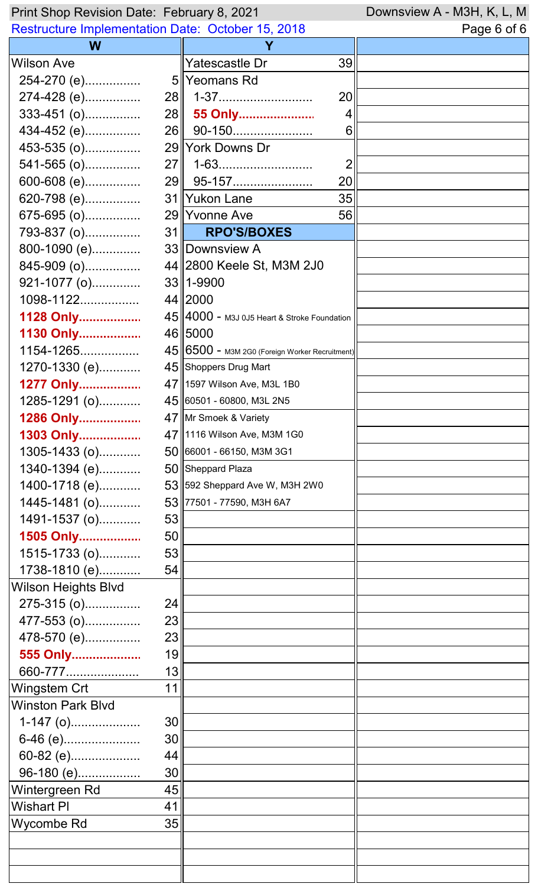Print Shop Revision Date: February 8, 2021

Restructure Implementation Date: October 15, 2018

Downsview A - M3H, K, L, M

| W | | Y | | |
|---|---|---|---|---|
| Wilson Ave | | Yatescastle Dr | 39 | |
| 254-270 (e)................ | 5 | Yeomans Rd | | |
| 274-428 (e)................ | 28 | 1-37.......................... | 20 | |
| 333-451 (o)................ | 28 | **55 Only......................** | 4 | |
| 434-452 (e)................ | 26 | 90-150...................... | 6 | |
| 453-535 (o)................ | 29 | York Downs Dr | | |
| 541-565 (o)................ | 27 | 1-63.......................... | 2 | |
| 600-608 (e)................ | 29 | 95-157...................... | 20 | |
| 620-798 (e)................ | 31 | Yukon Lane | 35 | |
| 675-695 (o)................ | 29 | Yvonne Ave | 56 | |
| 793-837 (o)................ | 31 | **RPO'S/BOXES** | | |
| 800-1090 (e).............. | 33 | Downsview A | | |
| 845-909 (o)................ | 44 | 2800 Keele St, M3M 2J0 | | |
| 921-1077 (o).............. | 33 | 1-9900 | | |
| 1098-1122................. | 44 | 2000 | | |
| **1128 Only..................** | 45 | 4000 - M3J 0J5 Heart & Stroke Foundation | | |
| **1130 Only..................** | 46 | 5000 | | |
| 1154-1265................. | 45 | 6500 - M3M 2G0 (Foreign Worker Recruitment) | | |
| 1270-1330 (e)............ | 45 | Shoppers Drug Mart | | |
| **1277 Only..................** | 47 | 1597 Wilson Ave, M3L 1B0 | | |
| 1285-1291 (o)............ | 45 | 60501 - 60800, M3L 2N5 | | |
| **1286 Only..................** | 47 | Mr Smoek & Variety | | |
| **1303 Only..................** | 47 | 1116 Wilson Ave, M3M 1G0 | | |
| 1305-1433 (o)............ | 50 | 66001 - 66150, M3M 3G1 | | |
| 1340-1394 (e)............ | 50 | Sheppard Plaza | | |
| 1400-1718 (e)............ | 53 | 592 Sheppard Ave W, M3H 2W0 | | |
| 1445-1481 (o)............ | 53 | 77501 - 77590, M3H 6A7 | | |
| 1491-1537 (o)............ | 53 | | | |
| **1505 Only..................** | 50 | | | |
| 1515-1733 (o)............ | 53 | | | |
| 1738-1810 (e)............ | 54 | | | |
| Wilson Heights Blvd | | | | |
| 275-315 (o)................ | 24 | | | |
| 477-553 (o)................ | 23 | | | |
| 478-570 (e)................ | 23 | | | |
| **555 Only....................** | 19 | | | |
| 660-777..................... | 13 | | | |
| Wingstem Crt | 11 | | | |
| Winston Park Blvd | | | | |
| 1-147 (o).................... | 30 | | | |
| 6-46 (e)...................... | 30 | | | |
| 60-82 (e).................... | 44 | | | |
| 96-180 (e).................. | 30 | | | |
| Wintergreen Rd | 45 | | | |
| Wishart Pl | 41 | | | |
| Wycombe Rd | 35 | | | |